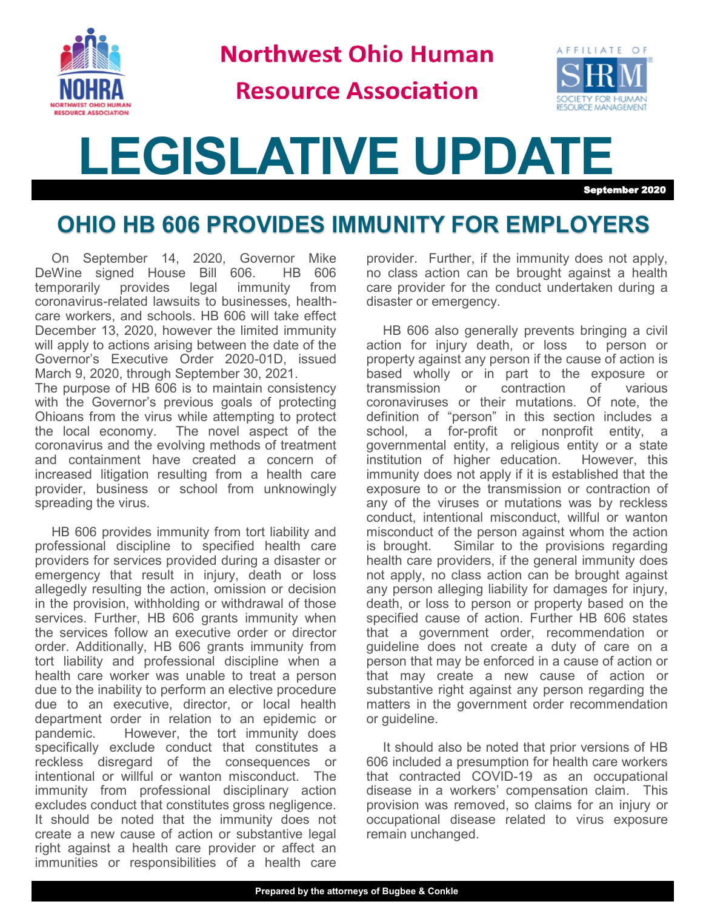# Northwest Ohio Human Resource Association

# LEGISLATIVE UPDATE

September 2020

## OHIO HB 606 PROVIDES IMMUNITY FOR EMPLOYERS

On September 14, 2020, Governor Mike DeWine signed House Bill 606. HB 606 temporarily provides legal immunity from coronavirus-related lawsuits to businesses, health-care workers, and schools. HB 606 will take effect December 13, 2020, however the limited immunity will apply to actions arising between the date of the Governor's Executive Order 2020-01D, issued March 9, 2020, through September 30, 2021.
The purpose of HB 606 is to maintain consistency with the Governor's previous goals of protecting Ohioans from the virus while attempting to protect the local economy. The novel aspect of the coronavirus and the evolving methods of treatment and containment have created a concern of increased litigation resulting from a health care provider, business or school from unknowingly spreading the virus.

HB 606 provides immunity from tort liability and professional discipline to specified health care providers for services provided during a disaster or emergency that result in injury, death or loss allegedly resulting the action, omission or decision in the provision, withholding or withdrawal of those services. Further, HB 606 grants immunity when the services follow an executive order or director order. Additionally, HB 606 grants immunity from tort liability and professional discipline when a health care worker was unable to treat a person due to the inability to perform an elective procedure due to an executive, director, or local health department order in relation to an epidemic or pandemic. However, the tort immunity does specifically exclude conduct that constitutes a reckless disregard of the consequences or intentional or willful or wanton misconduct. The immunity from professional disciplinary action excludes conduct that constitutes gross negligence. It should be noted that the immunity does not create a new cause of action or substantive legal right against a health care provider or affect an immunities or responsibilities of a health care provider. Further, if the immunity does not apply, no class action can be brought against a health care provider for the conduct undertaken during a disaster or emergency.

HB 606 also generally prevents bringing a civil action for injury death, or loss to person or property against any person if the cause of action is based wholly or in part to the exposure or transmission or contraction of various coronaviruses or their mutations. Of note, the definition of "person" in this section includes a school, a for-profit or nonprofit entity, a governmental entity, a religious entity or a state institution of higher education. However, this immunity does not apply if it is established that the exposure to or the transmission or contraction of any of the viruses or mutations was by reckless conduct, intentional misconduct, willful or wanton misconduct of the person against whom the action is brought. Similar to the provisions regarding health care providers, if the general immunity does not apply, no class action can be brought against any person alleging liability for damages for injury, death, or loss to person or property based on the specified cause of action. Further HB 606 states that a government order, recommendation or guideline does not create a duty of care on a person that may be enforced in a cause of action or that may create a new cause of action or substantive right against any person regarding the matters in the government order recommendation or guideline.

It should also be noted that prior versions of HB 606 included a presumption for health care workers that contracted COVID-19 as an occupational disease in a workers' compensation claim. This provision was removed, so claims for an injury or occupational disease related to virus exposure remain unchanged.

Prepared by the attorneys of Bugbee & Conkle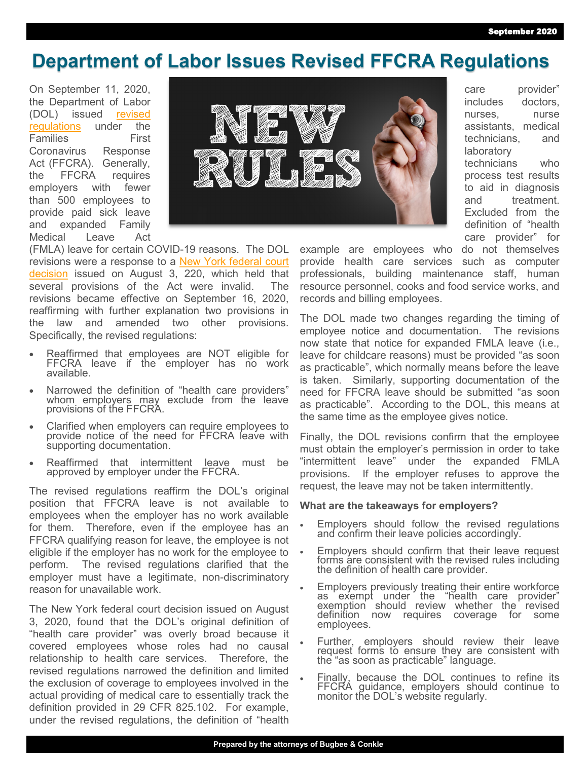# Department of Labor Issues Revised FFCRA Regulations

On September 11, 2020, the Department of Labor (DOL) issued revised regulations under the Families First Coronavirus Response Act (FFCRA). Generally, the FFCRA requires employers with fewer than 500 employees to provide paid sick leave and expanded Family Medical Leave Act (FMLA) leave for certain COVID-19 reasons. The DOL revisions were a response to a New York federal court decision issued on August 3, 220, which held that several provisions of the Act were invalid. The revisions became effective on September 16, 2020, reaffirming with further explanation two provisions in the law and amended two other provisions. Specifically, the revised regulations:

- Reaffirmed that employees are NOT eligible for FFCRA leave if the employer has no work available.
- Narrowed the definition of "health care providers" whom employers may exclude from the leave provisions of the FFCRA.
- Clarified when employers can require employees to provide notice of the need for FFCRA leave with supporting documentation.
- Reaffirmed that intermittent leave must be approved by employer under the FFCRA.

The revised regulations reaffirm the DOL's original position that FFCRA leave is not available to employees when the employer has no work available for them. Therefore, even if the employee has an FFCRA qualifying reason for leave, the employee is not eligible if the employer has no work for the employee to perform. The revised regulations clarified that the employer must have a legitimate, non-discriminatory reason for unavailable work.

The New York federal court decision issued on August 3, 2020, found that the DOL's original definition of "health care provider" was overly broad because it covered employees whose roles had no causal relationship to health care services. Therefore, the revised regulations narrowed the definition and limited the exclusion of coverage to employees involved in the actual providing of medical care to essentially track the definition provided in 29 CFR 825.102. For example, under the revised regulations, the definition of "health care provider" includes doctors, nurses, nurse assistants, medical technicians, and laboratory technicians who process test results to aid in diagnosis and treatment. Excluded from the definition of "health care provider" for example are employees who do not themselves provide health care services such as computer professionals, building maintenance staff, human resource personnel, cooks and food service works, and records and billing employees.

The DOL made two changes regarding the timing of employee notice and documentation. The revisions now state that notice for expanded FMLA leave (i.e., leave for childcare reasons) must be provided "as soon as practicable", which normally means before the leave is taken. Similarly, supporting documentation of the need for FFCRA leave should be submitted "as soon as practicable". According to the DOL, this means at the same time as the employee gives notice.

Finally, the DOL revisions confirm that the employee must obtain the employer's permission in order to take "intermittent leave" under the expanded FMLA provisions. If the employer refuses to approve the request, the leave may not be taken intermittently.

**What are the takeaways for employers?**

- Employers should follow the revised regulations and confirm their leave policies accordingly.
- Employers should confirm that their leave request forms are consistent with the revised rules including the definition of health care provider.
- Employers previously treating their entire workforce as exempt under the "health care provider" exemption should review whether the revised definition now requires coverage for some employees.
- Further, employers should review their leave request forms to ensure they are consistent with the "as soon as practicable" language.
- Finally, because the DOL continues to refine its FFCRA guidance, employers should continue to monitor the DOL's website regularly.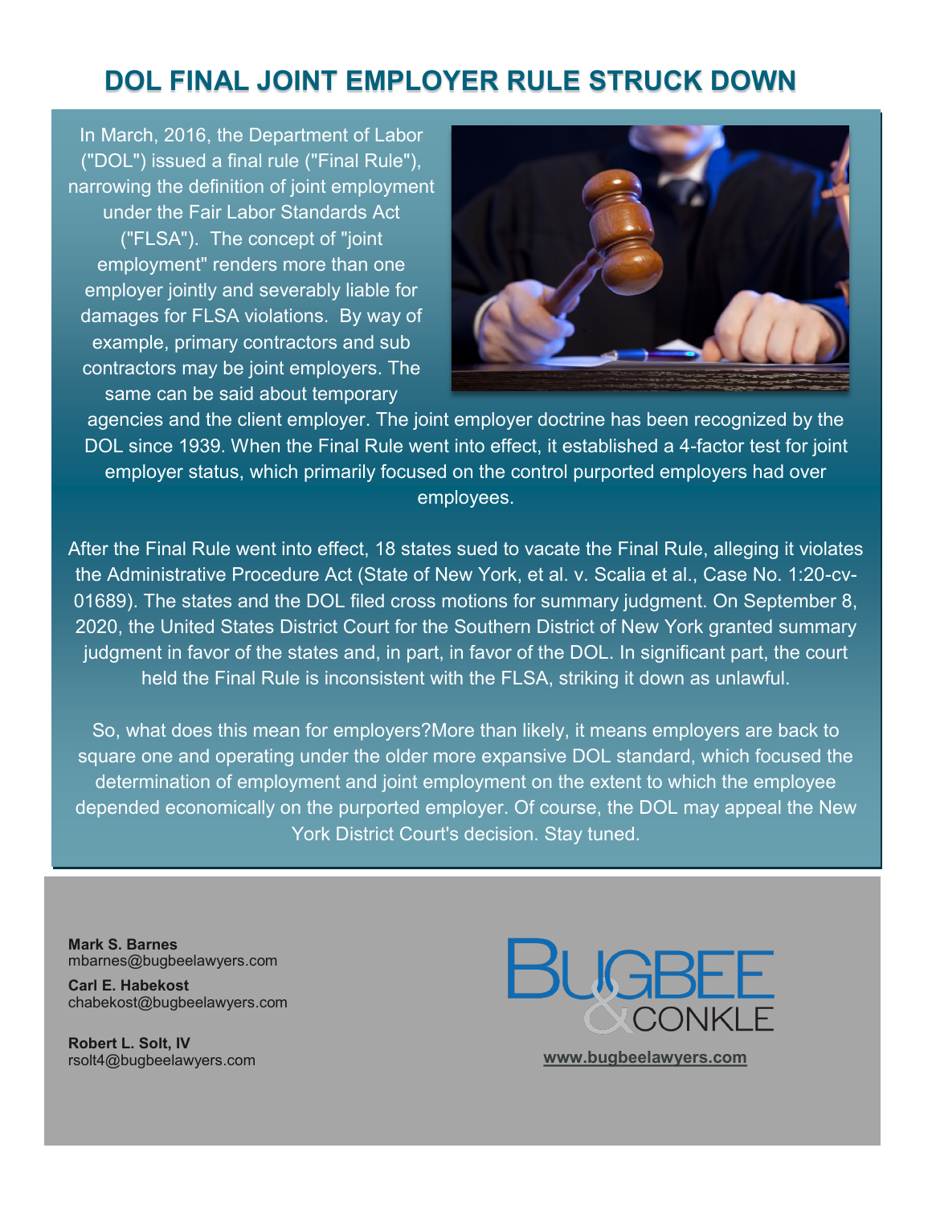# DOL FINAL JOINT EMPLOYER RULE STRUCK DOWN

In March, 2016, the Department of Labor ("DOL") issued a final rule ("Final Rule"), narrowing the definition of joint employment under the Fair Labor Standards Act ("FLSA"). The concept of "joint employment" renders more than one employer jointly and severably liable for damages for FLSA violations. By way of example, primary contractors and sub contractors may be joint employers. The same can be said about temporary agencies and the client employer. The joint employer doctrine has been recognized by the DOL since 1939. When the Final Rule went into effect, it established a 4-factor test for joint employer status, which primarily focused on the control purported employers had over employees.

After the Final Rule went into effect, 18 states sued to vacate the Final Rule, alleging it violates the Administrative Procedure Act (State of New York, et al. v. Scalia et al., Case No. 1:20-cv-01689). The states and the DOL filed cross motions for summary judgment. On September 8, 2020, the United States District Court for the Southern District of New York granted summary judgment in favor of the states and, in part, in favor of the DOL. In significant part, the court held the Final Rule is inconsistent with the FLSA, striking it down as unlawful.

So, what does this mean for employers?More than likely, it means employers are back to square one and operating under the older more expansive DOL standard, which focused the determination of employment and joint employment on the extent to which the employee depended economically on the purported employer. Of course, the DOL may appeal the New York District Court's decision. Stay tuned.

**Mark S. Barnes**
mbarnes@bugbeelawyers.com

**Carl E. Habekost**
chabekost@bugbeelawyers.com

**Robert L. Solt, IV**
rsolt4@bugbeelawyers.com

BUGBEE & CONKLE

www.bugbeelawyers.com